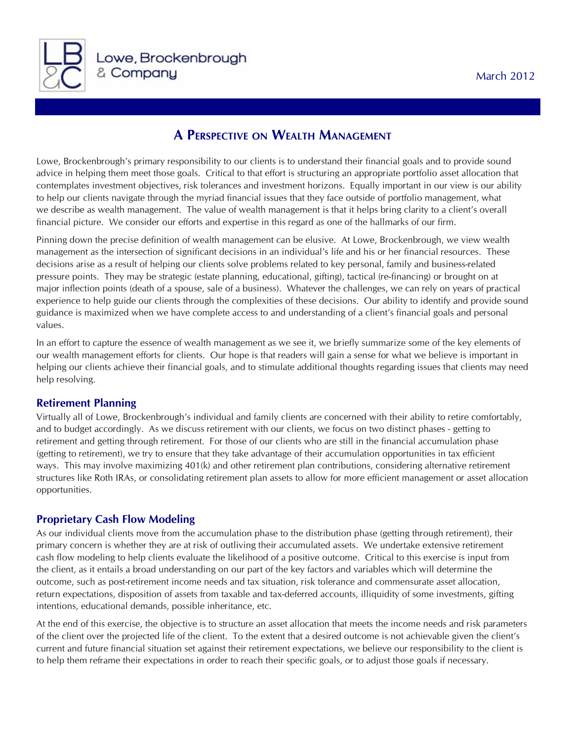Lowe, Brockenbrough & Company

March 2012

# A Perspective on Wealth Management

Lowe, Brockenbrough's primary responsibility to our clients is to understand their financial goals and to provide sound advice in helping them meet those goals. Critical to that effort is structuring an appropriate portfolio asset allocation that contemplates investment objectives, risk tolerances and investment horizons. Equally important in our view is our ability to help our clients navigate through the myriad financial issues that they face outside of portfolio management, what we describe as wealth management. The value of wealth management is that it helps bring clarity to a client's overall financial picture. We consider our efforts and expertise in this regard as one of the hallmarks of our firm.

Pinning down the precise definition of wealth management can be elusive. At Lowe, Brockenbrough, we view wealth management as the intersection of significant decisions in an individual's life and his or her financial resources. These decisions arise as a result of helping our clients solve problems related to key personal, family and business-related pressure points. They may be strategic (estate planning, educational, gifting), tactical (re-financing) or brought on at major inflection points (death of a spouse, sale of a business). Whatever the challenges, we can rely on years of practical experience to help guide our clients through the complexities of these decisions. Our ability to identify and provide sound guidance is maximized when we have complete access to and understanding of a client's financial goals and personal values.

In an effort to capture the essence of wealth management as we see it, we briefly summarize some of the key elements of our wealth management efforts for clients. Our hope is that readers will gain a sense for what we believe is important in helping our clients achieve their financial goals, and to stimulate additional thoughts regarding issues that clients may need help resolving.

## Retirement Planning

Virtually all of Lowe, Brockenbrough's individual and family clients are concerned with their ability to retire comfortably, and to budget accordingly. As we discuss retirement with our clients, we focus on two distinct phases - getting to retirement and getting through retirement. For those of our clients who are still in the financial accumulation phase (getting to retirement), we try to ensure that they take advantage of their accumulation opportunities in tax efficient ways. This may involve maximizing 401(k) and other retirement plan contributions, considering alternative retirement structures like Roth IRAs, or consolidating retirement plan assets to allow for more efficient management or asset allocation opportunities.

## Proprietary Cash Flow Modeling

As our individual clients move from the accumulation phase to the distribution phase (getting through retirement), their primary concern is whether they are at risk of outliving their accumulated assets. We undertake extensive retirement cash flow modeling to help clients evaluate the likelihood of a positive outcome. Critical to this exercise is input from the client, as it entails a broad understanding on our part of the key factors and variables which will determine the outcome, such as post-retirement income needs and tax situation, risk tolerance and commensurate asset allocation, return expectations, disposition of assets from taxable and tax-deferred accounts, illiquidity of some investments, gifting intentions, educational demands, possible inheritance, etc.

At the end of this exercise, the objective is to structure an asset allocation that meets the income needs and risk parameters of the client over the projected life of the client. To the extent that a desired outcome is not achievable given the client's current and future financial situation set against their retirement expectations, we believe our responsibility to the client is to help them reframe their expectations in order to reach their specific goals, or to adjust those goals if necessary.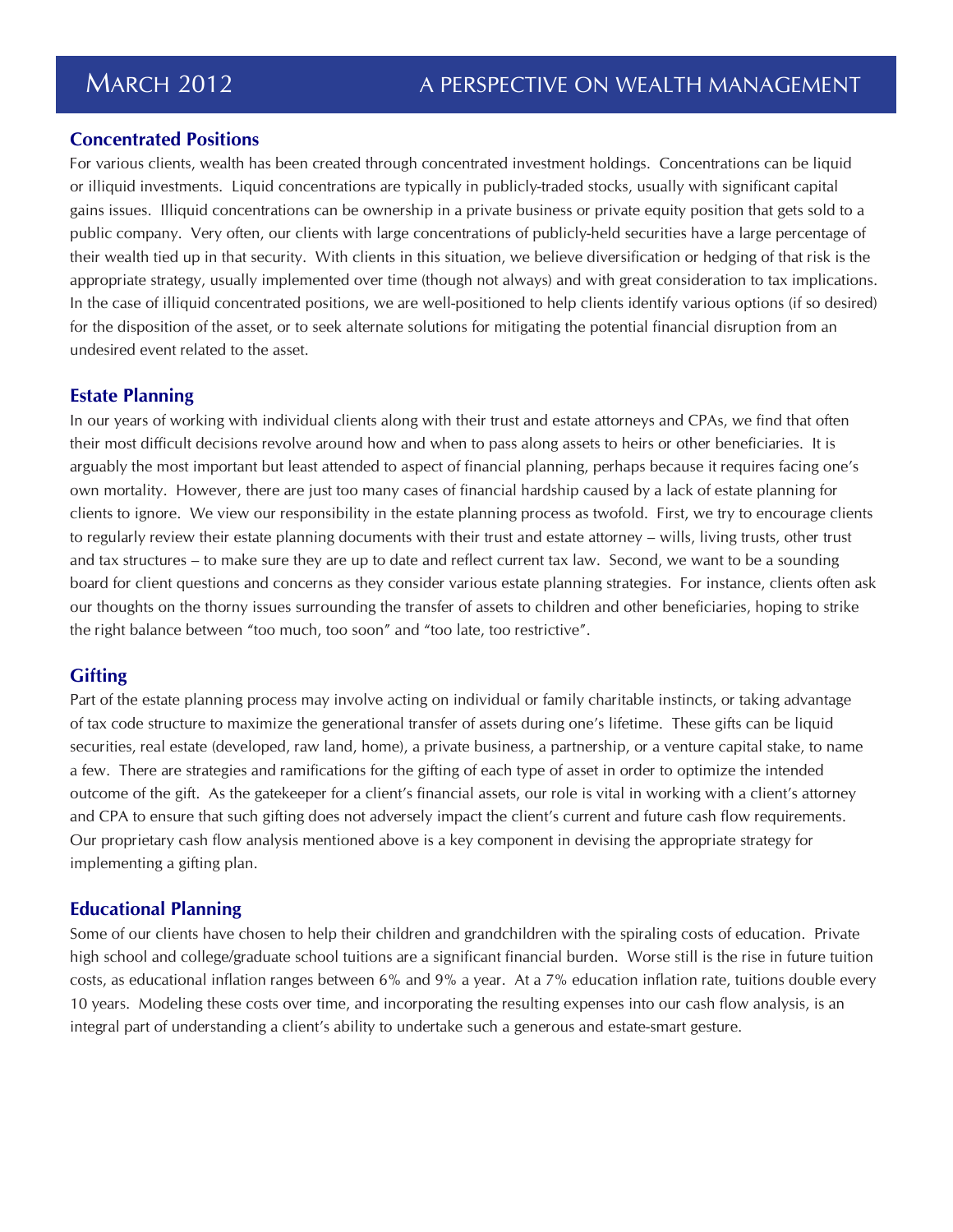## Concentrated Positions

For various clients, wealth has been created through concentrated investment holdings. Concentrations can be liquid or illiquid investments. Liquid concentrations are typically in publicly-traded stocks, usually with significant capital gains issues. Illiquid concentrations can be ownership in a private business or private equity position that gets sold to a public company. Very often, our clients with large concentrations of publicly-held securities have a large percentage of their wealth tied up in that security. With clients in this situation, we believe diversification or hedging of that risk is the appropriate strategy, usually implemented over time (though not always) and with great consideration to tax implications. In the case of illiquid concentrated positions, we are well-positioned to help clients identify various options (if so desired) for the disposition of the asset, or to seek alternate solutions for mitigating the potential financial disruption from an undesired event related to the asset.

## Estate Planning

In our years of working with individual clients along with their trust and estate attorneys and CPAs, we find that often their most difficult decisions revolve around how and when to pass along assets to heirs or other beneficiaries. It is arguably the most important but least attended to aspect of financial planning, perhaps because it requires facing one's own mortality. However, there are just too many cases of financial hardship caused by a lack of estate planning for clients to ignore. We view our responsibility in the estate planning process as twofold. First, we try to encourage clients to regularly review their estate planning documents with their trust and estate attorney – wills, living trusts, other trust and tax structures – to make sure they are up to date and reflect current tax law. Second, we want to be a sounding board for client questions and concerns as they consider various estate planning strategies. For instance, clients often ask our thoughts on the thorny issues surrounding the transfer of assets to children and other beneficiaries, hoping to strike the right balance between "too much, too soon" and "too late, too restrictive".

## Gifting

Part of the estate planning process may involve acting on individual or family charitable instincts, or taking advantage of tax code structure to maximize the generational transfer of assets during one's lifetime. These gifts can be liquid securities, real estate (developed, raw land, home), a private business, a partnership, or a venture capital stake, to name a few. There are strategies and ramifications for the gifting of each type of asset in order to optimize the intended outcome of the gift. As the gatekeeper for a client's financial assets, our role is vital in working with a client's attorney and CPA to ensure that such gifting does not adversely impact the client's current and future cash flow requirements. Our proprietary cash flow analysis mentioned above is a key component in devising the appropriate strategy for implementing a gifting plan.

## Educational Planning

Some of our clients have chosen to help their children and grandchildren with the spiraling costs of education. Private high school and college/graduate school tuitions are a significant financial burden. Worse still is the rise in future tuition costs, as educational inflation ranges between 6% and 9% a year. At a 7% education inflation rate, tuitions double every 10 years. Modeling these costs over time, and incorporating the resulting expenses into our cash flow analysis, is an integral part of understanding a client's ability to undertake such a generous and estate-smart gesture.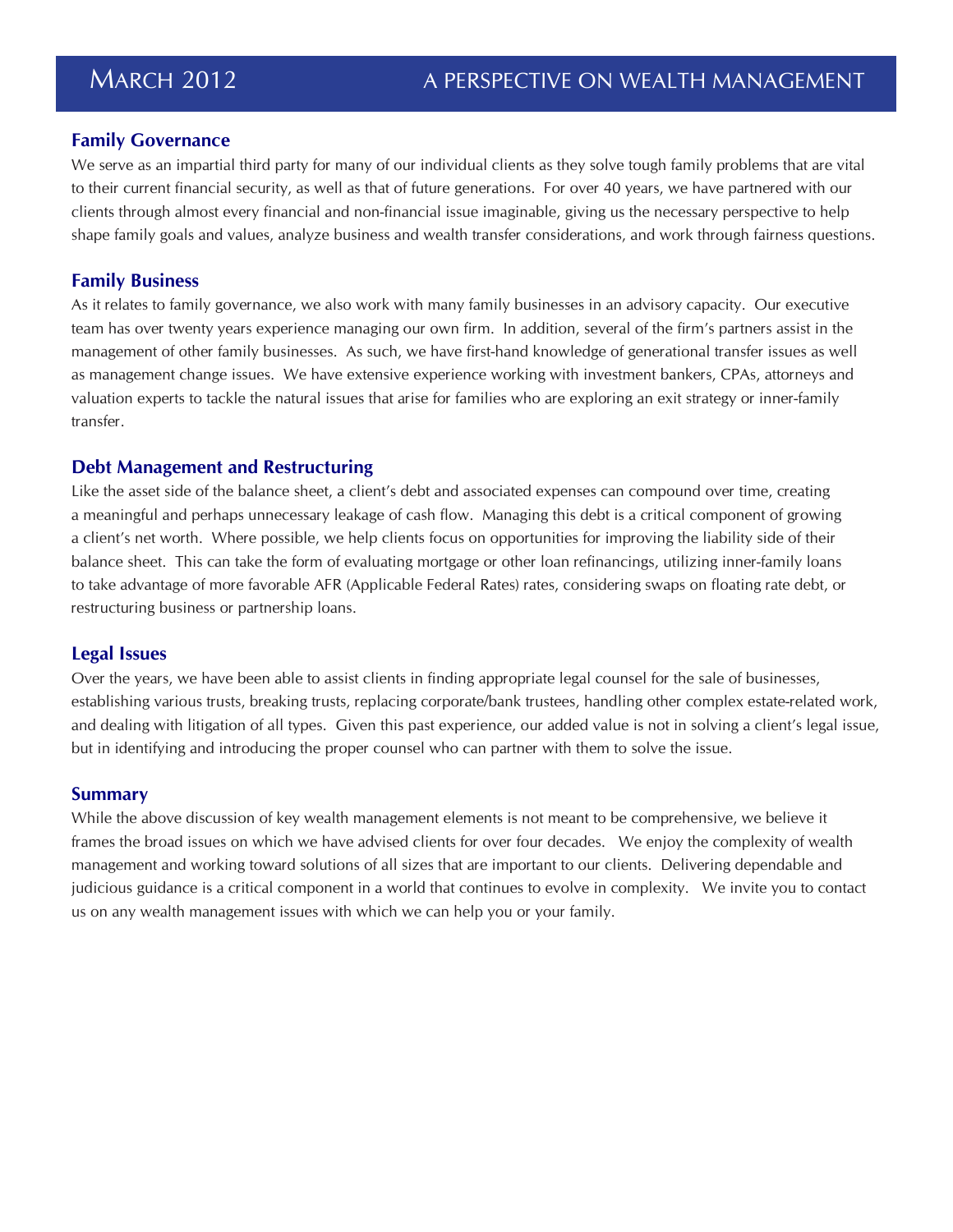## Family Governance

We serve as an impartial third party for many of our individual clients as they solve tough family problems that are vital to their current financial security, as well as that of future generations. For over 40 years, we have partnered with our clients through almost every financial and non-financial issue imaginable, giving us the necessary perspective to help shape family goals and values, analyze business and wealth transfer considerations, and work through fairness questions.

## Family Business

As it relates to family governance, we also work with many family businesses in an advisory capacity. Our executive team has over twenty years experience managing our own firm. In addition, several of the firm's partners assist in the management of other family businesses. As such, we have first-hand knowledge of generational transfer issues as well as management change issues. We have extensive experience working with investment bankers, CPAs, attorneys and valuation experts to tackle the natural issues that arise for families who are exploring an exit strategy or inner-family transfer.

## Debt Management and Restructuring

Like the asset side of the balance sheet, a client's debt and associated expenses can compound over time, creating a meaningful and perhaps unnecessary leakage of cash flow. Managing this debt is a critical component of growing a client's net worth. Where possible, we help clients focus on opportunities for improving the liability side of their balance sheet. This can take the form of evaluating mortgage or other loan refinancings, utilizing inner-family loans to take advantage of more favorable AFR (Applicable Federal Rates) rates, considering swaps on floating rate debt, or restructuring business or partnership loans.

## Legal Issues

Over the years, we have been able to assist clients in finding appropriate legal counsel for the sale of businesses, establishing various trusts, breaking trusts, replacing corporate/bank trustees, handling other complex estate-related work, and dealing with litigation of all types. Given this past experience, our added value is not in solving a client's legal issue, but in identifying and introducing the proper counsel who can partner with them to solve the issue.

## Summary

While the above discussion of key wealth management elements is not meant to be comprehensive, we believe it frames the broad issues on which we have advised clients for over four decades. We enjoy the complexity of wealth management and working toward solutions of all sizes that are important to our clients. Delivering dependable and judicious guidance is a critical component in a world that continues to evolve in complexity. We invite you to contact us on any wealth management issues with which we can help you or your family.